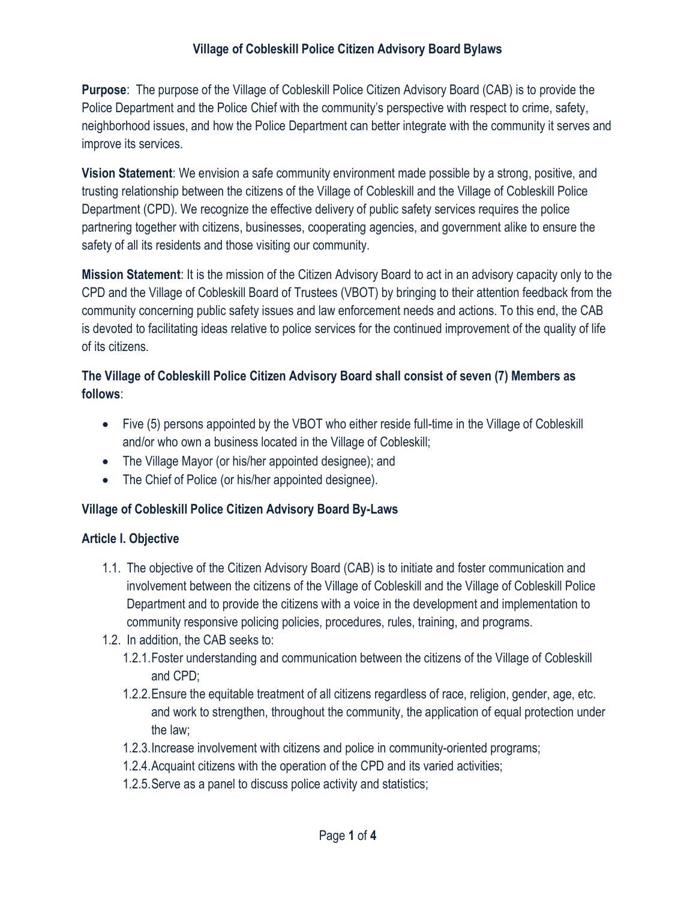# Village of Cobleskill Police Citizen Advisory Board Bylaws

**Purpose**: The purpose of the Village of Cobleskill Police Citizen Advisory Board (CAB) is to provide the Police Department and the Police Chief with the community's perspective with respect to crime, safety, neighborhood issues, and how the Police Department can better integrate with the community it serves and improve its services.

**Vision Statement**: We envision a safe community environment made possible by a strong, positive, and trusting relationship between the citizens of the Village of Cobleskill and the Village of Cobleskill Police Department (CPD). We recognize the effective delivery of public safety services requires the police partnering together with citizens, businesses, cooperating agencies, and government alike to ensure the safety of all its residents and those visiting our community.

**Mission Statement**: It is the mission of the Citizen Advisory Board to act in an advisory capacity only to the CPD and the Village of Cobleskill Board of Trustees (VBOT) by bringing to their attention feedback from the community concerning public safety issues and law enforcement needs and actions. To this end, the CAB is devoted to facilitating ideas relative to police services for the continued improvement of the quality of life of its citizens.

**The Village of Cobleskill Police Citizen Advisory Board shall consist of seven (7) Members as follows**:

- Five (5) persons appointed by the VBOT who either reside full-time in the Village of Cobleskill and/or who own a business located in the Village of Cobleskill;
- The Village Mayor (or his/her appointed designee); and
- The Chief of Police (or his/her appointed designee).

## Village of Cobleskill Police Citizen Advisory Board By-Laws

### Article I. Objective

1.1. The objective of the Citizen Advisory Board (CAB) is to initiate and foster communication and involvement between the citizens of the Village of Cobleskill and the Village of Cobleskill Police Department and to provide the citizens with a voice in the development and implementation to community responsive policing policies, procedures, rules, training, and programs.

1.2. In addition, the CAB seeks to:

- 1.2.1. Foster understanding and communication between the citizens of the Village of Cobleskill and CPD;
- 1.2.2. Ensure the equitable treatment of all citizens regardless of race, religion, gender, age, etc. and work to strengthen, throughout the community, the application of equal protection under the law;
- 1.2.3. Increase involvement with citizens and police in community-oriented programs;
- 1.2.4. Acquaint citizens with the operation of the CPD and its varied activities;
- 1.2.5. Serve as a panel to discuss police activity and statistics;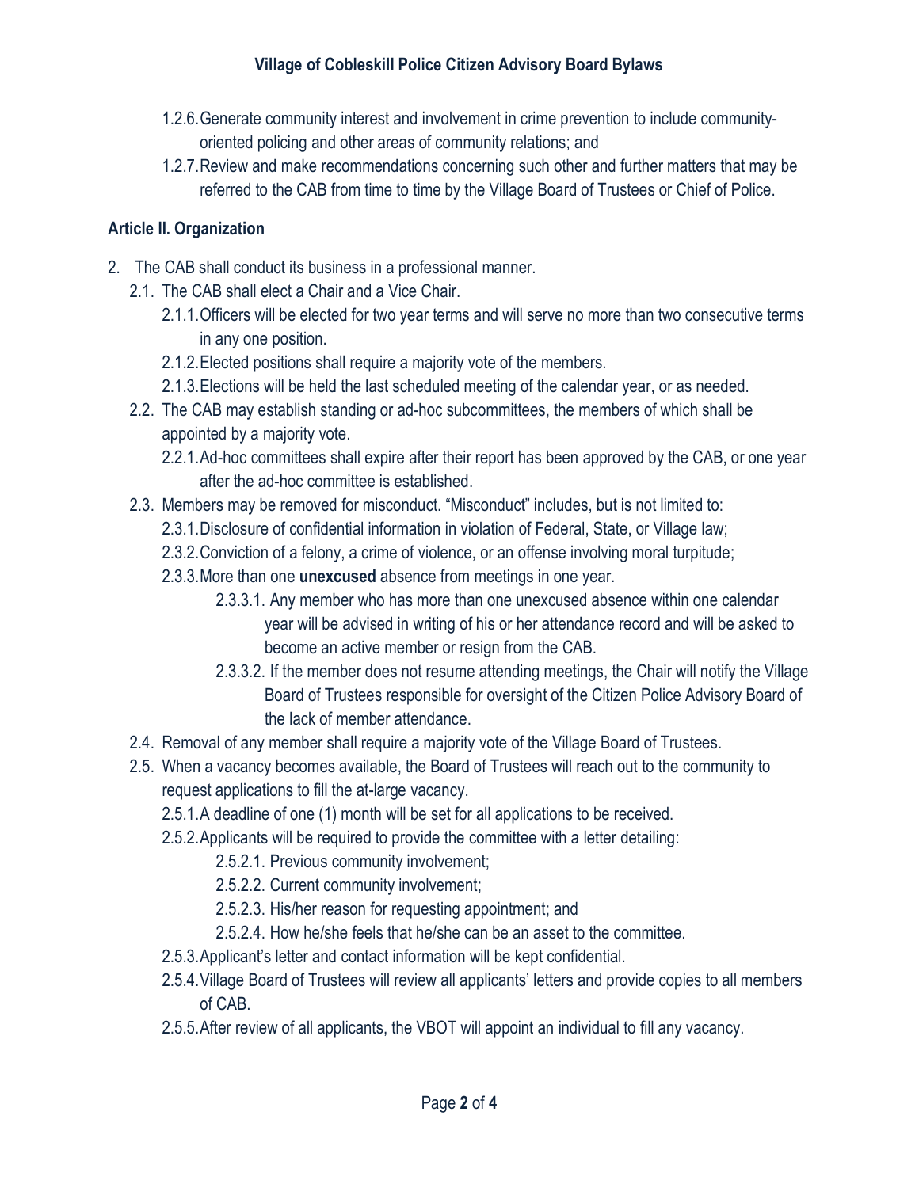- 1.2.6. Generate community interest and involvement in crime prevention to include community-oriented policing and other areas of community relations; and
- 1.2.7. Review and make recommendations concerning such other and further matters that may be referred to the CAB from time to time by the Village Board of Trustees or Chief of Police.

### Article II. Organization

2. The CAB shall conduct its business in a professional manner.
   - 2.1. The CAB shall elect a Chair and a Vice Chair.
     - 2.1.1. Officers will be elected for two year terms and will serve no more than two consecutive terms in any one position.
     - 2.1.2. Elected positions shall require a majority vote of the members.
     - 2.1.3. Elections will be held the last scheduled meeting of the calendar year, or as needed.
   - 2.2. The CAB may establish standing or ad-hoc subcommittees, the members of which shall be appointed by a majority vote.
     - 2.2.1. Ad-hoc committees shall expire after their report has been approved by the CAB, or one year after the ad-hoc committee is established.
   - 2.3. Members may be removed for misconduct. "Misconduct" includes, but is not limited to:
     - 2.3.1. Disclosure of confidential information in violation of Federal, State, or Village law;
     - 2.3.2. Conviction of a felony, a crime of violence, or an offense involving moral turpitude;
     - 2.3.3. More than one **unexcused** absence from meetings in one year.
       - 2.3.3.1. Any member who has more than one unexcused absence within one calendar year will be advised in writing of his or her attendance record and will be asked to become an active member or resign from the CAB.
       - 2.3.3.2. If the member does not resume attending meetings, the Chair will notify the Village Board of Trustees responsible for oversight of the Citizen Police Advisory Board of the lack of member attendance.
   - 2.4. Removal of any member shall require a majority vote of the Village Board of Trustees.
   - 2.5. When a vacancy becomes available, the Board of Trustees will reach out to the community to request applications to fill the at-large vacancy.
     - 2.5.1. A deadline of one (1) month will be set for all applications to be received.
     - 2.5.2. Applicants will be required to provide the committee with a letter detailing:
       - 2.5.2.1. Previous community involvement;
       - 2.5.2.2. Current community involvement;
       - 2.5.2.3. His/her reason for requesting appointment; and
       - 2.5.2.4. How he/she feels that he/she can be an asset to the committee.
     - 2.5.3. Applicant's letter and contact information will be kept confidential.
     - 2.5.4. Village Board of Trustees will review all applicants' letters and provide copies to all members of CAB.
     - 2.5.5. After review of all applicants, the VBOT will appoint an individual to fill any vacancy.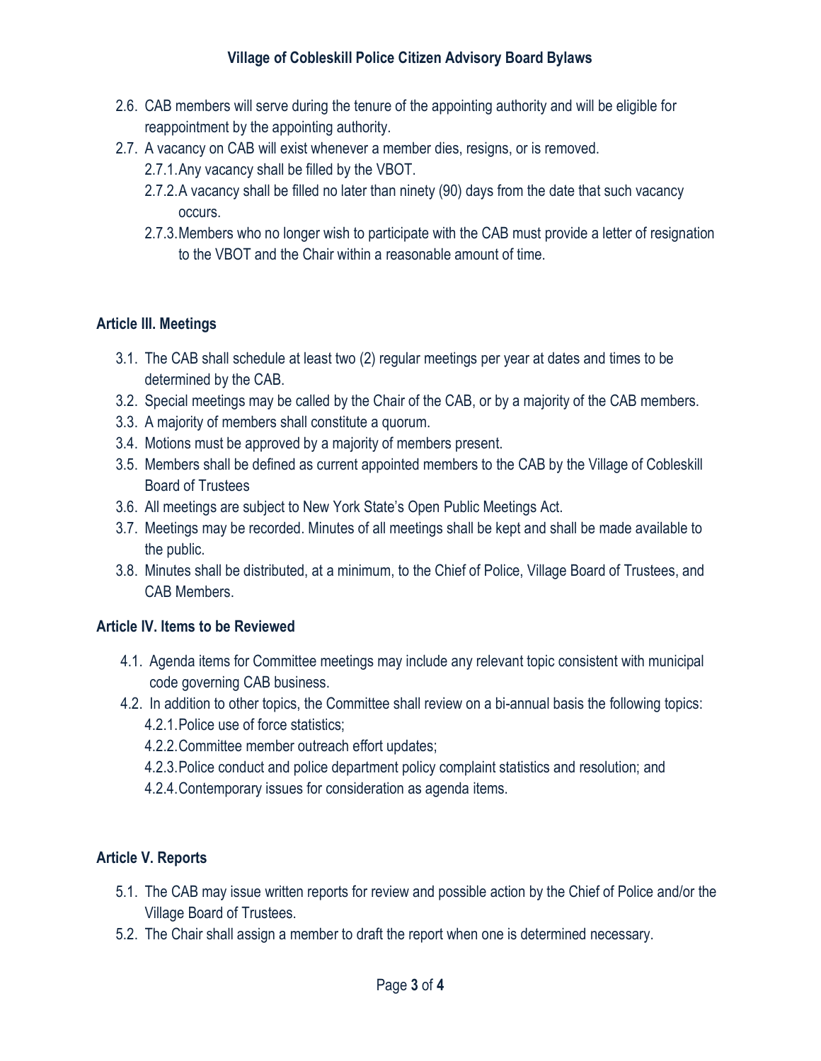- 2.6. CAB members will serve during the tenure of the appointing authority and will be eligible for reappointment by the appointing authority.
- 2.7. A vacancy on CAB will exist whenever a member dies, resigns, or is removed.
  - 2.7.1. Any vacancy shall be filled by the VBOT.
  - 2.7.2. A vacancy shall be filled no later than ninety (90) days from the date that such vacancy occurs.
  - 2.7.3. Members who no longer wish to participate with the CAB must provide a letter of resignation to the VBOT and the Chair within a reasonable amount of time.

## Article III. Meetings

- 3.1. The CAB shall schedule at least two (2) regular meetings per year at dates and times to be determined by the CAB.
- 3.2. Special meetings may be called by the Chair of the CAB, or by a majority of the CAB members.
- 3.3. A majority of members shall constitute a quorum.
- 3.4. Motions must be approved by a majority of members present.
- 3.5. Members shall be defined as current appointed members to the CAB by the Village of Cobleskill Board of Trustees
- 3.6. All meetings are subject to New York State's Open Public Meetings Act.
- 3.7. Meetings may be recorded. Minutes of all meetings shall be kept and shall be made available to the public.
- 3.8. Minutes shall be distributed, at a minimum, to the Chief of Police, Village Board of Trustees, and CAB Members.

## Article IV. Items to be Reviewed

- 4.1. Agenda items for Committee meetings may include any relevant topic consistent with municipal code governing CAB business.
- 4.2. In addition to other topics, the Committee shall review on a bi-annual basis the following topics:
  - 4.2.1. Police use of force statistics;
  - 4.2.2. Committee member outreach effort updates;
  - 4.2.3. Police conduct and police department policy complaint statistics and resolution; and
  - 4.2.4. Contemporary issues for consideration as agenda items.

## Article V. Reports

- 5.1. The CAB may issue written reports for review and possible action by the Chief of Police and/or the Village Board of Trustees.
- 5.2. The Chair shall assign a member to draft the report when one is determined necessary.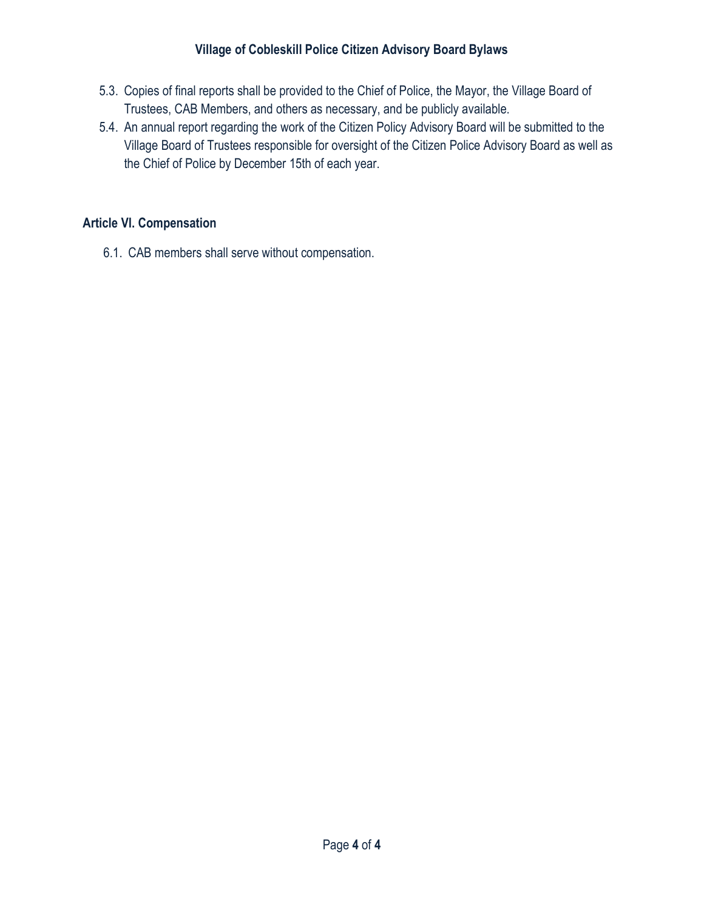5.3. Copies of final reports shall be provided to the Chief of Police, the Mayor, the Village Board of Trustees, CAB Members, and others as necessary, and be publicly available.

5.4. An annual report regarding the work of the Citizen Policy Advisory Board will be submitted to the Village Board of Trustees responsible for oversight of the Citizen Police Advisory Board as well as the Chief of Police by December 15th of each year.

## Article VI. Compensation

6.1. CAB members shall serve without compensation.